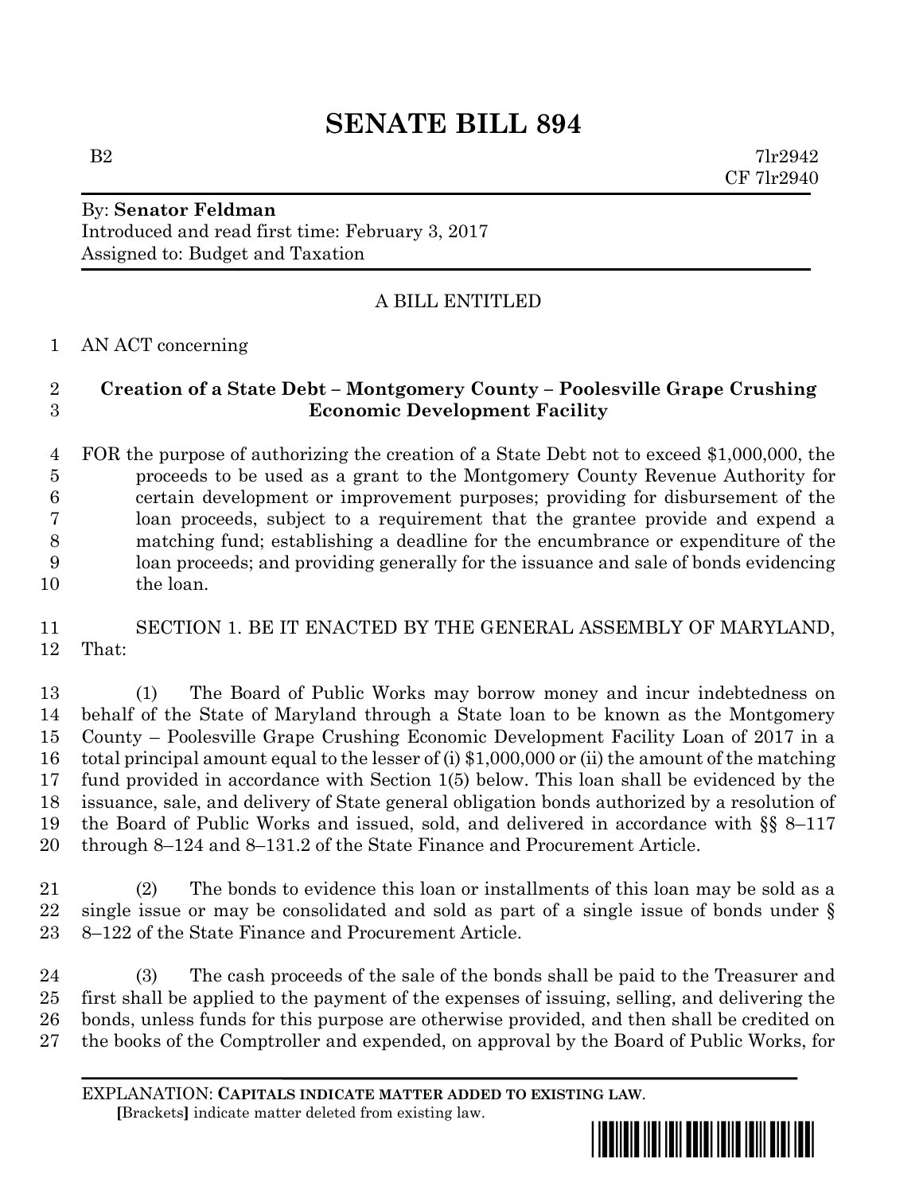# SENATE BILL 894

B2 7lr2942
CF 7lr2940

By: **Senator Feldman**
Introduced and read first time: February 3, 2017
Assigned to: Budget and Taxation

A BILL ENTITLED

AN ACT concerning

**Creation of a State Debt – Montgomery County – Poolesville Grape Crushing Economic Development Facility**

FOR the purpose of authorizing the creation of a State Debt not to exceed $1,000,000, the proceeds to be used as a grant to the Montgomery County Revenue Authority for certain development or improvement purposes; providing for disbursement of the loan proceeds, subject to a requirement that the grantee provide and expend a matching fund; establishing a deadline for the encumbrance or expenditure of the loan proceeds; and providing generally for the issuance and sale of bonds evidencing the loan.

SECTION 1. BE IT ENACTED BY THE GENERAL ASSEMBLY OF MARYLAND, That:

(1) The Board of Public Works may borrow money and incur indebtedness on behalf of the State of Maryland through a State loan to be known as the Montgomery County – Poolesville Grape Crushing Economic Development Facility Loan of 2017 in a total principal amount equal to the lesser of (i) $1,000,000 or (ii) the amount of the matching fund provided in accordance with Section 1(5) below. This loan shall be evidenced by the issuance, sale, and delivery of State general obligation bonds authorized by a resolution of the Board of Public Works and issued, sold, and delivered in accordance with §§ 8–117 through 8–124 and 8–131.2 of the State Finance and Procurement Article.

(2) The bonds to evidence this loan or installments of this loan may be sold as a single issue or may be consolidated and sold as part of a single issue of bonds under § 8–122 of the State Finance and Procurement Article.

(3) The cash proceeds of the sale of the bonds shall be paid to the Treasurer and first shall be applied to the payment of the expenses of issuing, selling, and delivering the bonds, unless funds for this purpose are otherwise provided, and then shall be credited on the books of the Comptroller and expended, on approval by the Board of Public Works, for

EXPLANATION: **CAPITALS INDICATE MATTER ADDED TO EXISTING LAW.**
**[**Brackets**]** indicate matter deleted from existing law.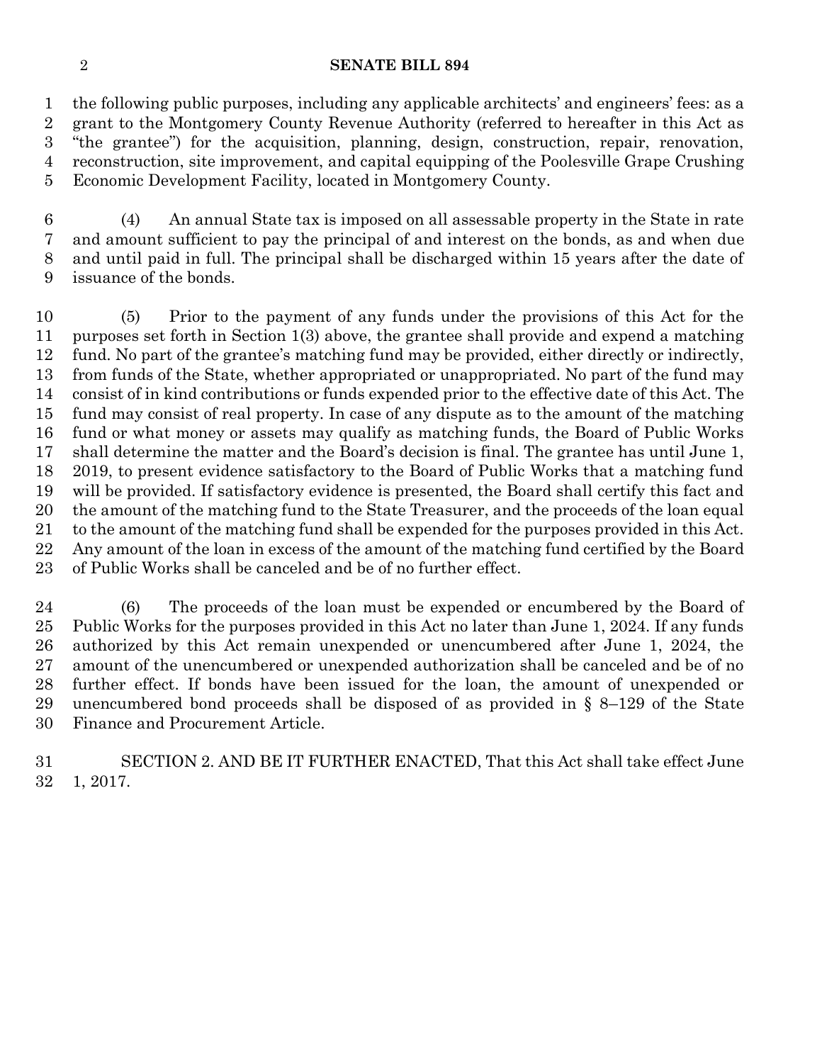the following public purposes, including any applicable architects' and engineers' fees: as a grant to the Montgomery County Revenue Authority (referred to hereafter in this Act as "the grantee") for the acquisition, planning, design, construction, repair, renovation, reconstruction, site improvement, and capital equipping of the Poolesville Grape Crushing Economic Development Facility, located in Montgomery County.

(4) An annual State tax is imposed on all assessable property in the State in rate and amount sufficient to pay the principal of and interest on the bonds, as and when due and until paid in full. The principal shall be discharged within 15 years after the date of issuance of the bonds.

(5) Prior to the payment of any funds under the provisions of this Act for the purposes set forth in Section 1(3) above, the grantee shall provide and expend a matching fund. No part of the grantee's matching fund may be provided, either directly or indirectly, from funds of the State, whether appropriated or unappropriated. No part of the fund may consist of in kind contributions or funds expended prior to the effective date of this Act. The fund may consist of real property. In case of any dispute as to the amount of the matching fund or what money or assets may qualify as matching funds, the Board of Public Works shall determine the matter and the Board's decision is final. The grantee has until June 1, 2019, to present evidence satisfactory to the Board of Public Works that a matching fund will be provided. If satisfactory evidence is presented, the Board shall certify this fact and the amount of the matching fund to the State Treasurer, and the proceeds of the loan equal to the amount of the matching fund shall be expended for the purposes provided in this Act. Any amount of the loan in excess of the amount of the matching fund certified by the Board of Public Works shall be canceled and be of no further effect.

(6) The proceeds of the loan must be expended or encumbered by the Board of Public Works for the purposes provided in this Act no later than June 1, 2024. If any funds authorized by this Act remain unexpended or unencumbered after June 1, 2024, the amount of the unencumbered or unexpended authorization shall be canceled and be of no further effect. If bonds have been issued for the loan, the amount of unexpended or unencumbered bond proceeds shall be disposed of as provided in § 8–129 of the State Finance and Procurement Article.

SECTION 2. AND BE IT FURTHER ENACTED, That this Act shall take effect June 1, 2017.